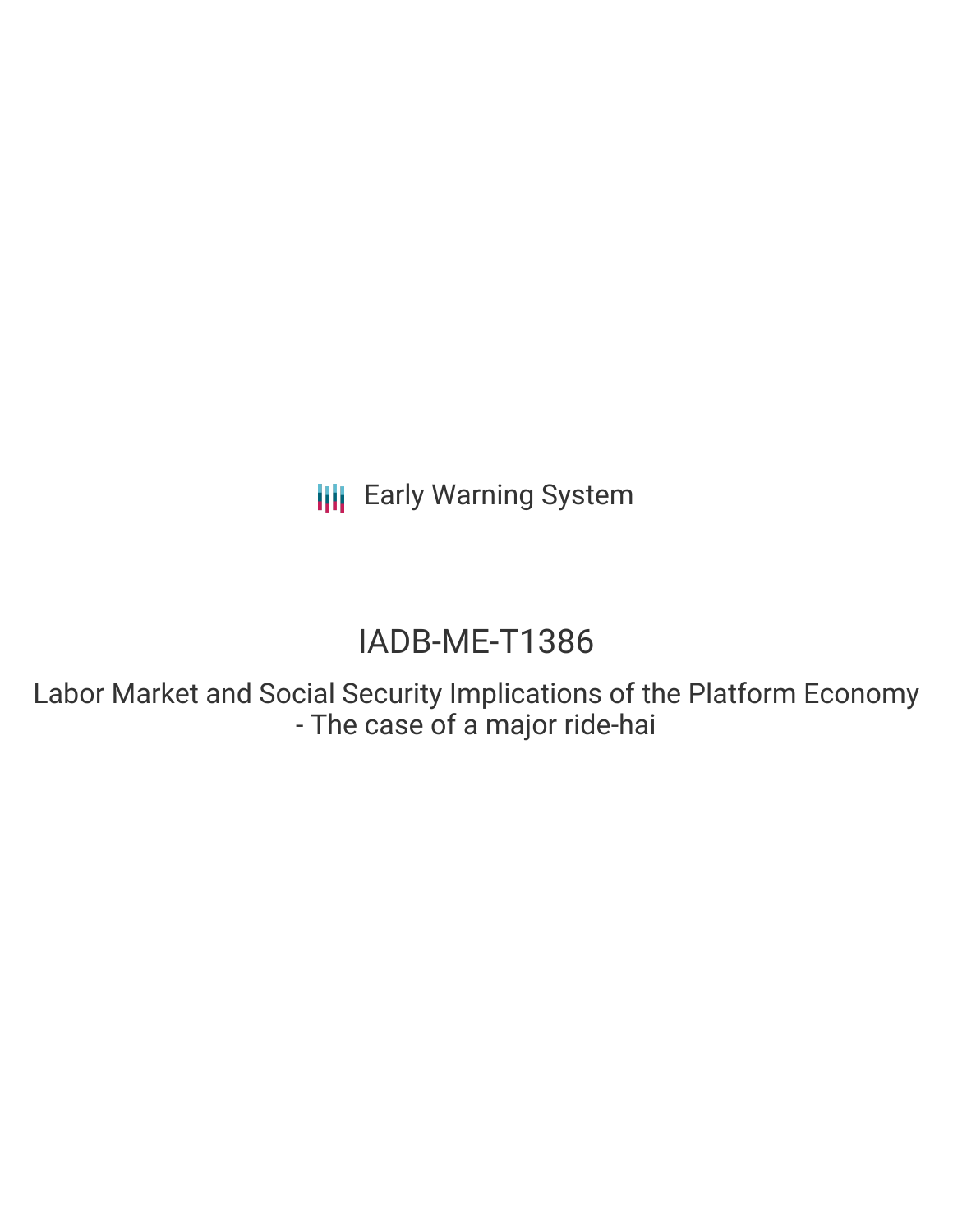Early Warning System

# IADB-ME-T1386

## Labor Market and Social Security Implications of the Platform Economy - The case of a major ride-hai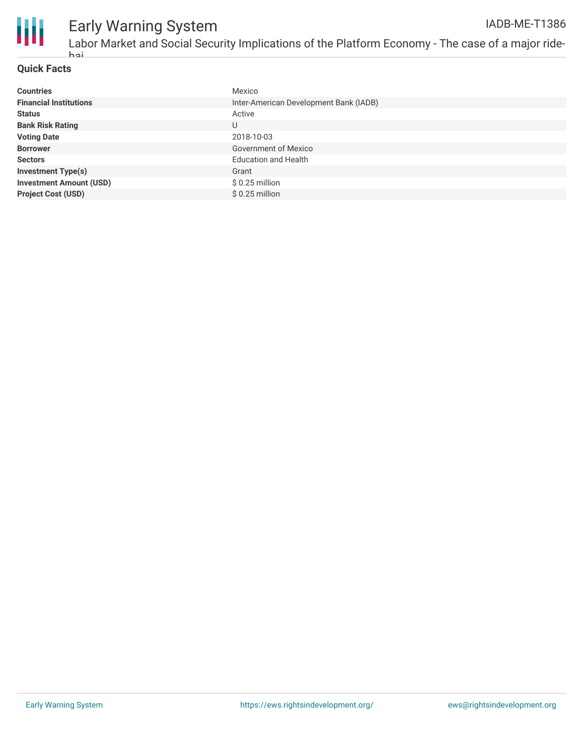# Early Warning System

IADB-ME-T1386

Labor Market and Social Security Implications of the Platform Economy - The case of a major ride-hai

## Quick Facts

| | |
|---|---|
| **Countries** | Mexico |
| **Financial Institutions** | Inter-American Development Bank (IADB) |
| **Status** | Active |
| **Bank Risk Rating** | U |
| **Voting Date** | 2018-10-03 |
| **Borrower** | Government of Mexico |
| **Sectors** | Education and Health |
| **Investment Type(s)** | Grant |
| **Investment Amount (USD)** | $ 0.25 million |
| **Project Cost (USD)** | $ 0.25 million |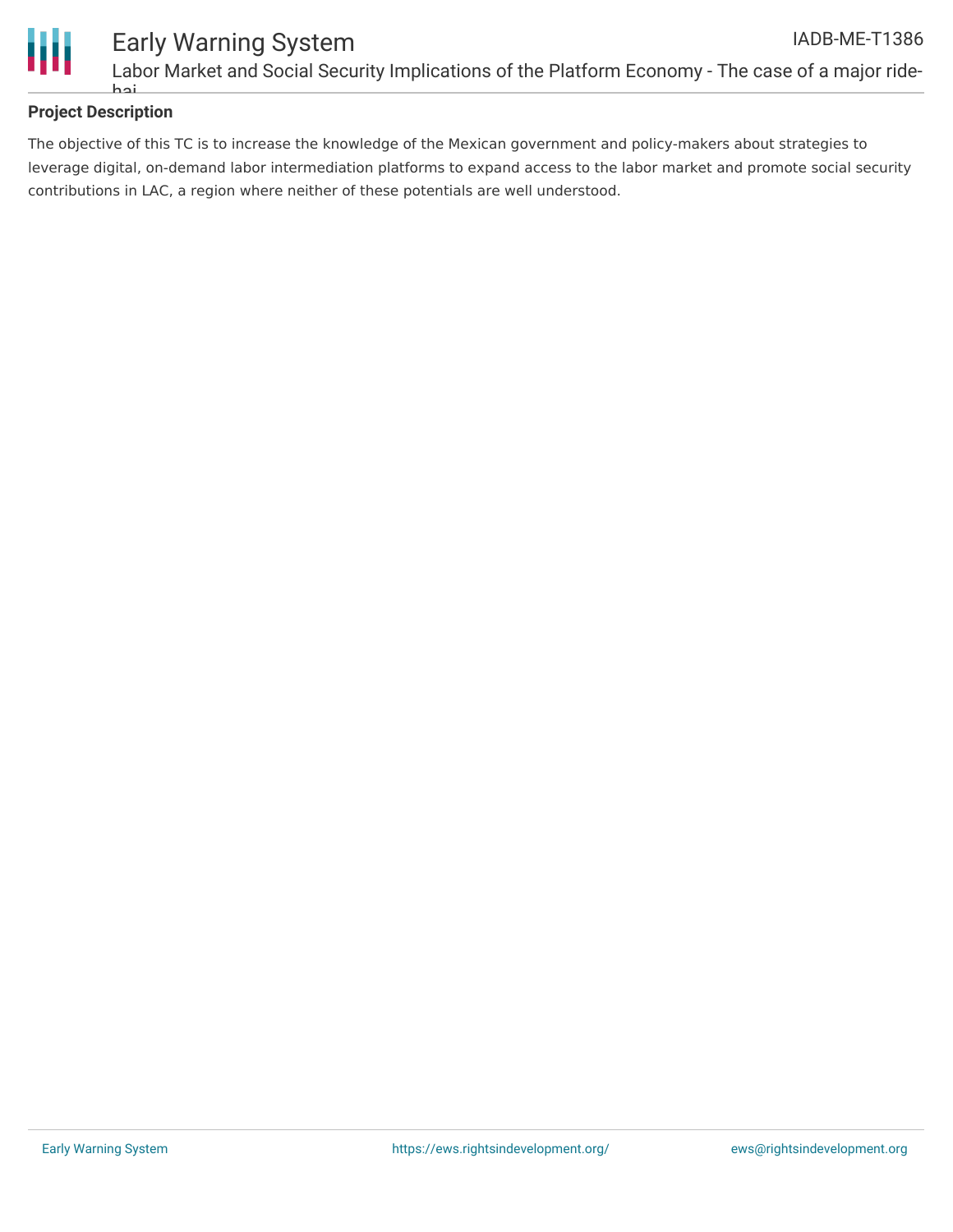## Project Description

The objective of this TC is to increase the knowledge of the Mexican government and policy-makers about strategies to leverage digital, on-demand labor intermediation platforms to expand access to the labor market and promote social security contributions in LAC, a region where neither of these potentials are well understood.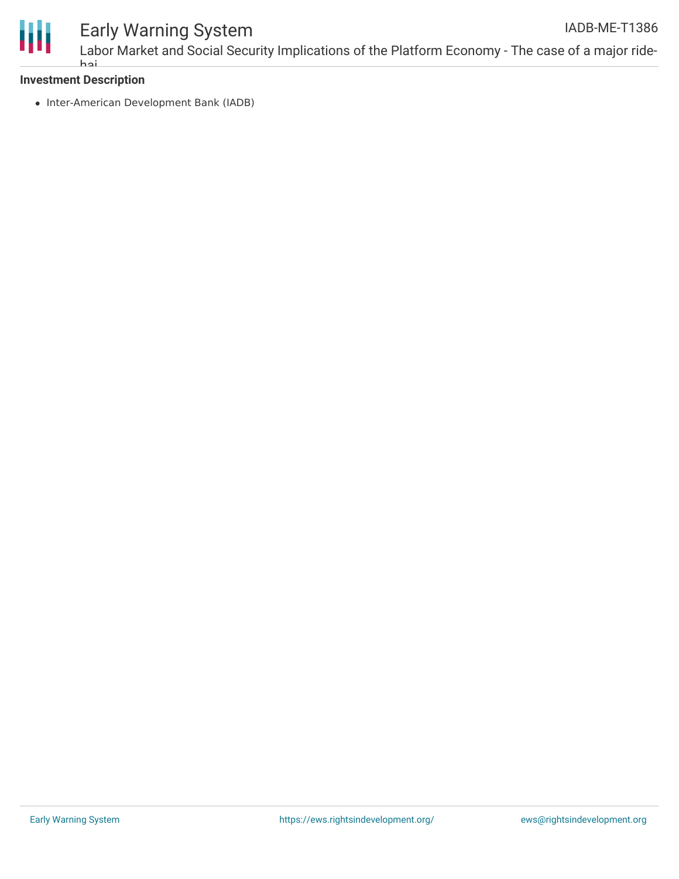### Investment Description

- Inter-American Development Bank (IADB)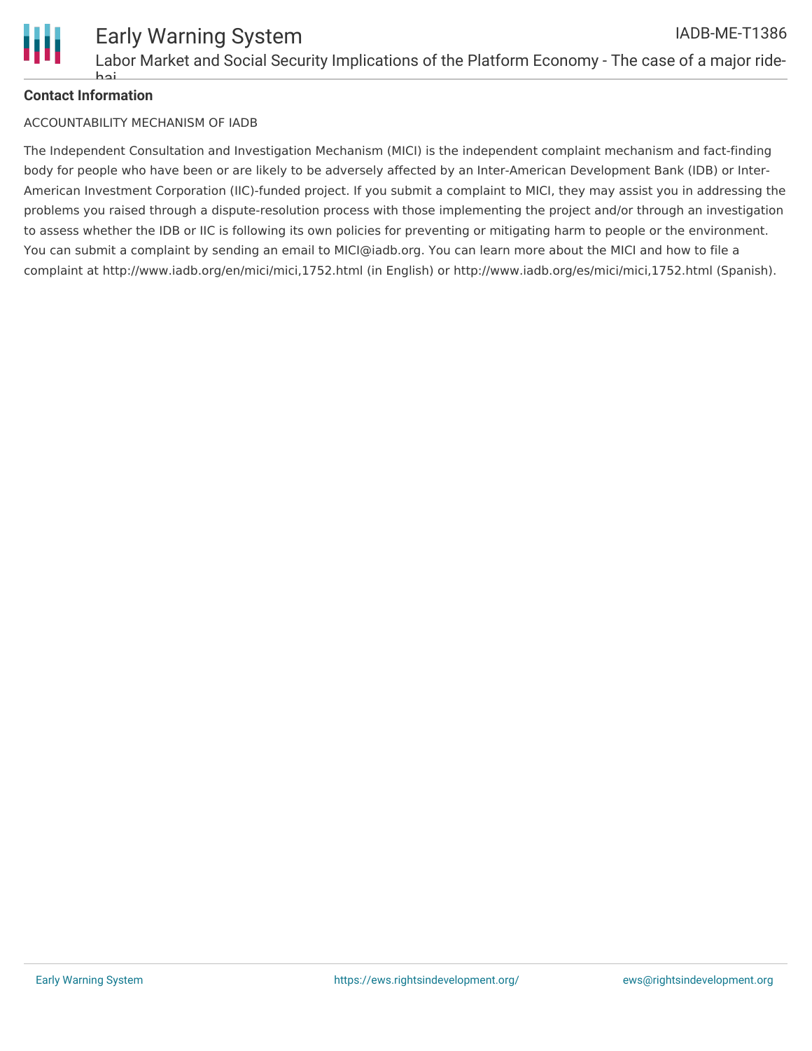**Contact Information**

ACCOUNTABILITY MECHANISM OF IADB

The Independent Consultation and Investigation Mechanism (MICI) is the independent complaint mechanism and fact-finding body for people who have been or are likely to be adversely affected by an Inter-American Development Bank (IDB) or Inter-American Investment Corporation (IIC)-funded project. If you submit a complaint to MICI, they may assist you in addressing the problems you raised through a dispute-resolution process with those implementing the project and/or through an investigation to assess whether the IDB or IIC is following its own policies for preventing or mitigating harm to people or the environment. You can submit a complaint by sending an email to MICI@iadb.org. You can learn more about the MICI and how to file a complaint at http://www.iadb.org/en/mici/mici,1752.html (in English) or http://www.iadb.org/es/mici/mici,1752.html (Spanish).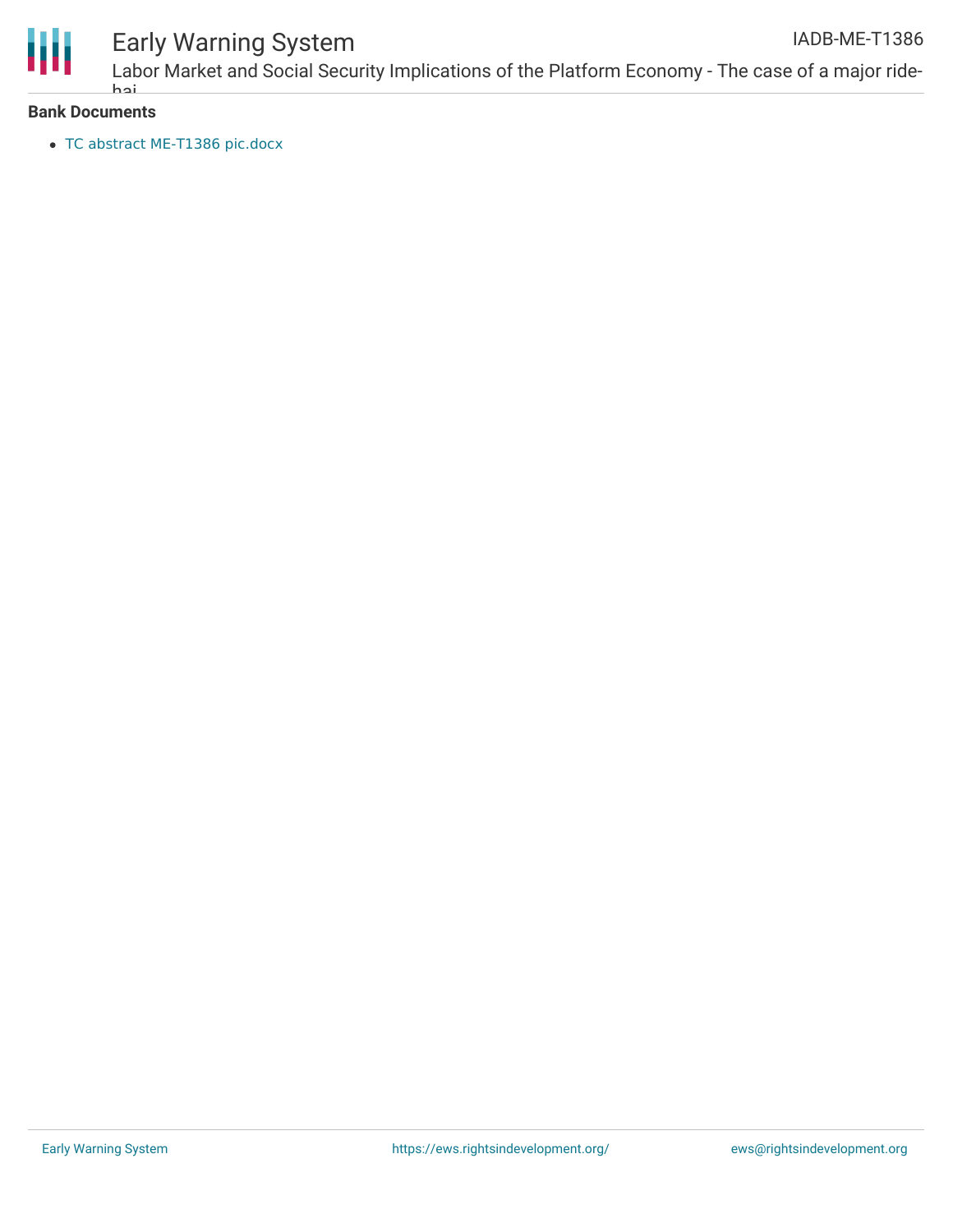**Bank Documents**

- TC abstract ME-T1386 pic.docx